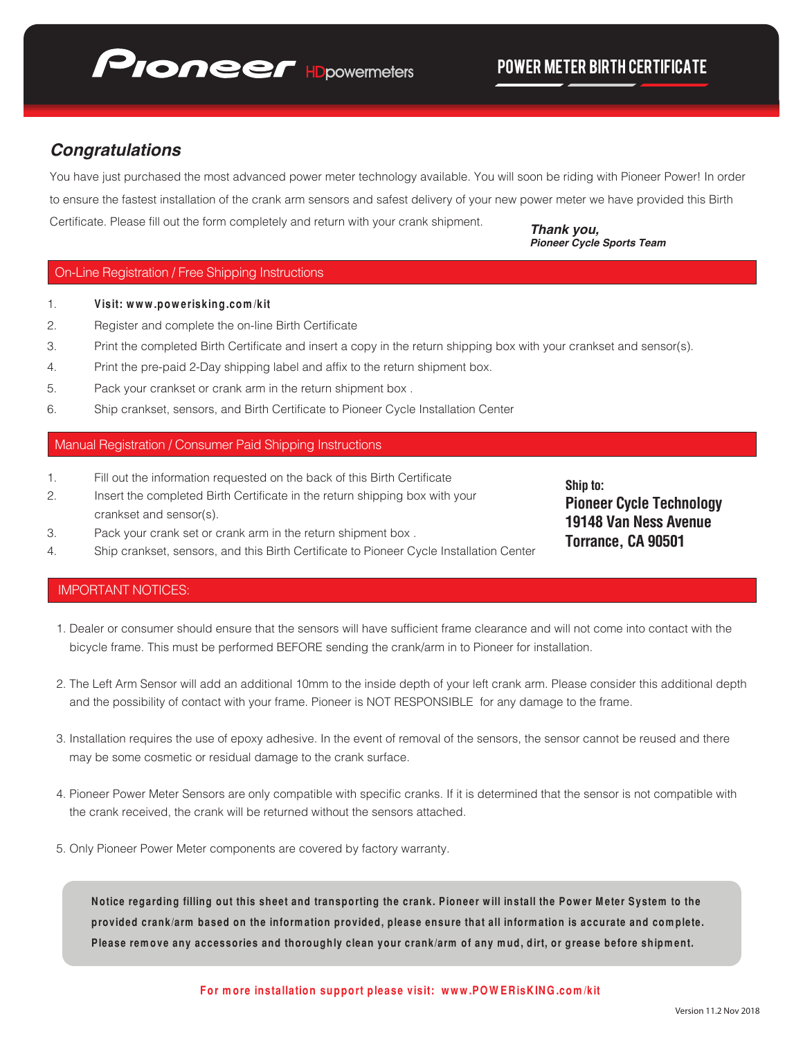# Pioneer HDpowermeters

## POWER METER BIRTH CERTIFICATE

### *Congratulations*

You have just purchased the most advanced power meter technology available. You will soon be riding with Pioneer Power! In order to ensure the fastest installation of the crank arm sensors and safest delivery of your new power meter we have provided this Birth Certificate. Please fill out the form completely and return with your crank shipment.

***Thank you,***
***Pioneer Cycle Sports Team***

## On-Line Registration / Free Shipping Instructions

1. **Visit: www.powerisking.com/kit**
2. Register and complete the on-line Birth Certificate
3. Print the completed Birth Certificate and insert a copy in the return shipping box with your crankset and sensor(s).
4. Print the pre-paid 2-Day shipping label and affix to the return shipment box.
5. Pack your crankset or crank arm in the return shipment box .
6. Ship crankset, sensors, and Birth Certificate to Pioneer Cycle Installation Center

## Manual Registration / Consumer Paid Shipping Instructions

1. Fill out the information requested on the back of this Birth Certificate
2. Insert the completed Birth Certificate in the return shipping box with your crankset and sensor(s).
3. Pack your crank set or crank arm in the return shipment box .
4. Ship crankset, sensors, and this Birth Certificate to Pioneer Cycle Installation Center

**Ship to:**
**Pioneer Cycle Technology**
**19148 Van Ness Avenue**
**Torrance, CA 90501**

## IMPORTANT NOTICES:

1. Dealer or consumer should ensure that the sensors will have sufficient frame clearance and will not come into contact with the bicycle frame. This must be performed BEFORE sending the crank/arm in to Pioneer for installation.

2. The Left Arm Sensor will add an additional 10mm to the inside depth of your left crank arm. Please consider this additional depth and the possibility of contact with your frame. Pioneer is NOT RESPONSIBLE for any damage to the frame.

3. Installation requires the use of epoxy adhesive. In the event of removal of the sensors, the sensor cannot be reused and there may be some cosmetic or residual damage to the crank surface.

4. Pioneer Power Meter Sensors are only compatible with specific cranks. If it is determined that the sensor is not compatible with the crank received, the crank will be returned without the sensors attached.

5. Only Pioneer Power Meter components are covered by factory warranty.

**Notice regarding filling out this sheet and transporting the crank. Pioneer will install the Power Meter System to the provided crank/arm based on the information provided, please ensure that all information is accurate and complete. Please remove any accessories and thoroughly clean your crank/arm of any mud, dirt, or grease before shipment.**

**For more installation support please visit: www.POWERisKING.com/kit**

Version 11.2 Nov 2018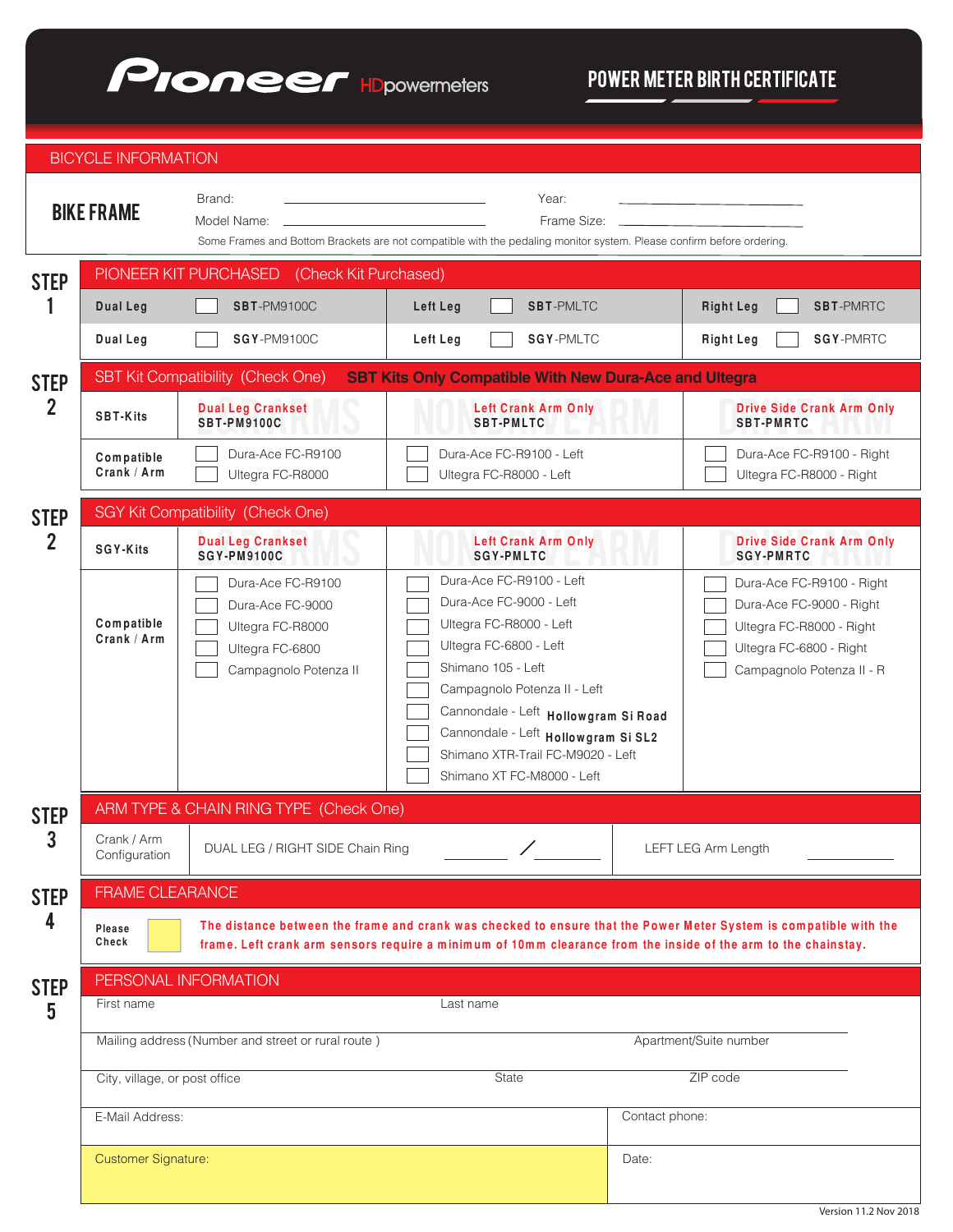# Pioneer HDpowermeters

## POWER METER BIRTH CERTIFICATE

## BICYCLE INFORMATION

**BIKE FRAME**

Brand: ____________________ Year: ____________________

Model Name: ____________________ Frame Size: ____________________

Some Frames and Bottom Brackets are not compatible with the pedaling monitor system. Please confirm before ordering.

## STEP 1 — PIONEER KIT PURCHASED (Check Kit Purchased)

| | | | | | | | | |
|---|---|---|---|---|---|---|---|---|
| **Dual Leg** | ☐ | **SBT**-PM9100C | **Left Leg** | ☐ | **SBT**-PMLTC | **Right Leg** | ☐ | **SBT**-PMRTC |
| **Dual Leg** | ☐ | **SGY**-PM9100C | **Left Leg** | ☐ | **SGY**-PMLTC | **Right Leg** | ☐ | **SGY**-PMRTC |

## STEP 2 — SBT Kit Compatibility (Check One) **SBT Kits Only Compatible With New Dura-Ace and Ultegra**

| **SBT-Kits** | **Dual Leg Crankset** SBT-PM9100C | **Left Crank Arm Only** SBT-PMLTC | **Drive Side Crank Arm Only** SBT-PMRTC |
|---|---|---|---|
| **Compatible Crank / Arm** | ☐ Dura-Ace FC-R9100<br>☐ Ultegra FC-R8000 | ☐ Dura-Ace FC-R9100 - Left<br>☐ Ultegra FC-R8000 - Left | ☐ Dura-Ace FC-R9100 - Right<br>☐ Ultegra FC-R8000 - Right |

## STEP 2 — SGY Kit Compatibility (Check One)

| **SGY-Kits** | **Dual Leg Crankset** SGY-PM9100C | **Left Crank Arm Only** SGY-PMLTC | **Drive Side Crank Arm Only** SGY-PMRTC |
|---|---|---|---|
| **Compatible Crank / Arm** | ☐ Dura-Ace FC-R9100<br>☐ Dura-Ace FC-9000<br>☐ Ultegra FC-R8000<br>☐ Ultegra FC-6800<br>☐ Campagnolo Potenza II | ☐ Dura-Ace FC-R9100 - Left<br>☐ Dura-Ace FC-9000 - Left<br>☐ Ultegra FC-R8000 - Left<br>☐ Ultegra FC-6800 - Left<br>☐ Shimano 105 - Left<br>☐ Campagnolo Potenza II - Left<br>☐ Cannondale - Left **Hollowgram Si Road**<br>☐ Cannondale - Left **Hollowgram Si SL2**<br>☐ Shimano XTR-Trail FC-M9020 - Left<br>☐ Shimano XT FC-M8000 - Left | ☐ Dura-Ace FC-R9100 - Right<br>☐ Dura-Ace FC-9000 - Right<br>☐ Ultegra FC-R8000 - Right<br>☐ Ultegra FC-6800 - Right<br>☐ Campagnolo Potenza II - R |

## STEP 3 — ARM TYPE & CHAIN RING TYPE (Check One)

| | | |
|---|---|---|
| Crank / Arm Configuration | DUAL LEG / RIGHT SIDE Chain Ring ________ / ________ | LEFT LEG Arm Length ________ |

## STEP 4 — FRAME CLEARANCE

**Please Check** ☐ **The distance between the frame and crank was checked to ensure that the Power Meter System is compatible with the frame. Left crank arm sensors require a minimum of 10mm clearance from the inside of the arm to the chainstay.**

## STEP 5 — PERSONAL INFORMATION

First name ____________________ Last name ____________________

Mailing address (Number and street or rural route ) ____________________ Apartment/Suite number ____________________

City, village, or post office ____________________ State ____________________ ZIP code ____________________

E-Mail Address: ____________________ Contact phone: ____________________

Customer Signature: ____________________ Date: ____________________

Version 11.2 Nov 2018